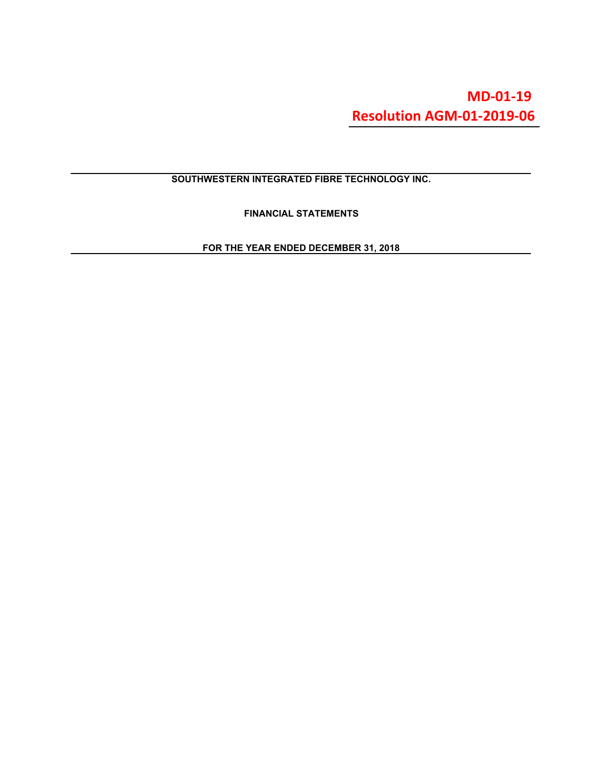**MD-01-19**
**Resolution AGM-01-2019-06**

# SOUTHWESTERN INTEGRATED FIBRE TECHNOLOGY INC.

## FINANCIAL STATEMENTS

### FOR THE YEAR ENDED DECEMBER 31, 2018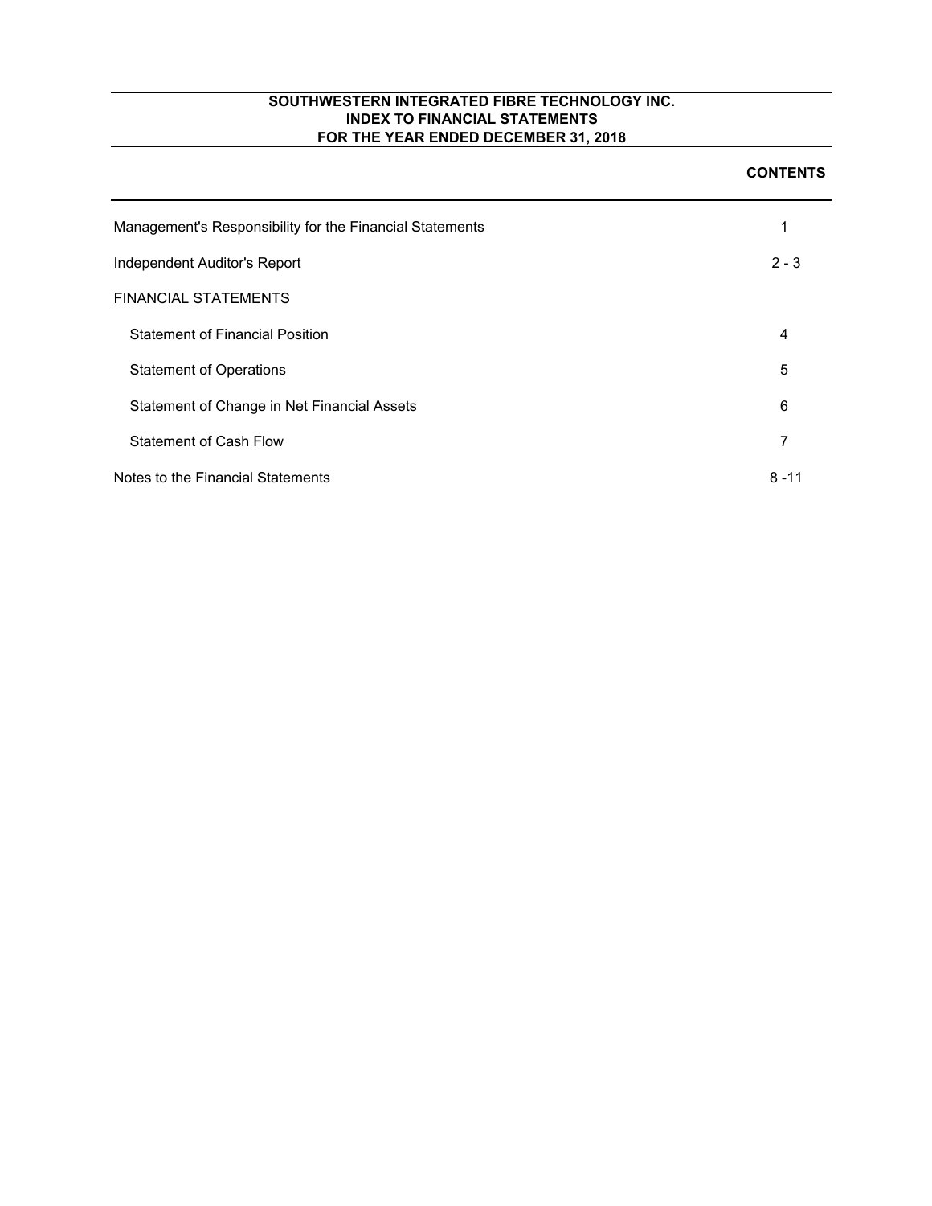**SOUTHWESTERN INTEGRATED FIBRE TECHNOLOGY INC.**
**INDEX TO FINANCIAL STATEMENTS**
**FOR THE YEAR ENDED DECEMBER 31, 2018**

| | **CONTENTS** |
|---|---|
| Management's Responsibility for the Financial Statements | 1 |
| Independent Auditor's Report | 2 - 3 |
| FINANCIAL STATEMENTS | |
| Statement of Financial Position | 4 |
| Statement of Operations | 5 |
| Statement of Change in Net Financial Assets | 6 |
| Statement of Cash Flow | 7 |
| Notes to the Financial Statements | 8 -11 |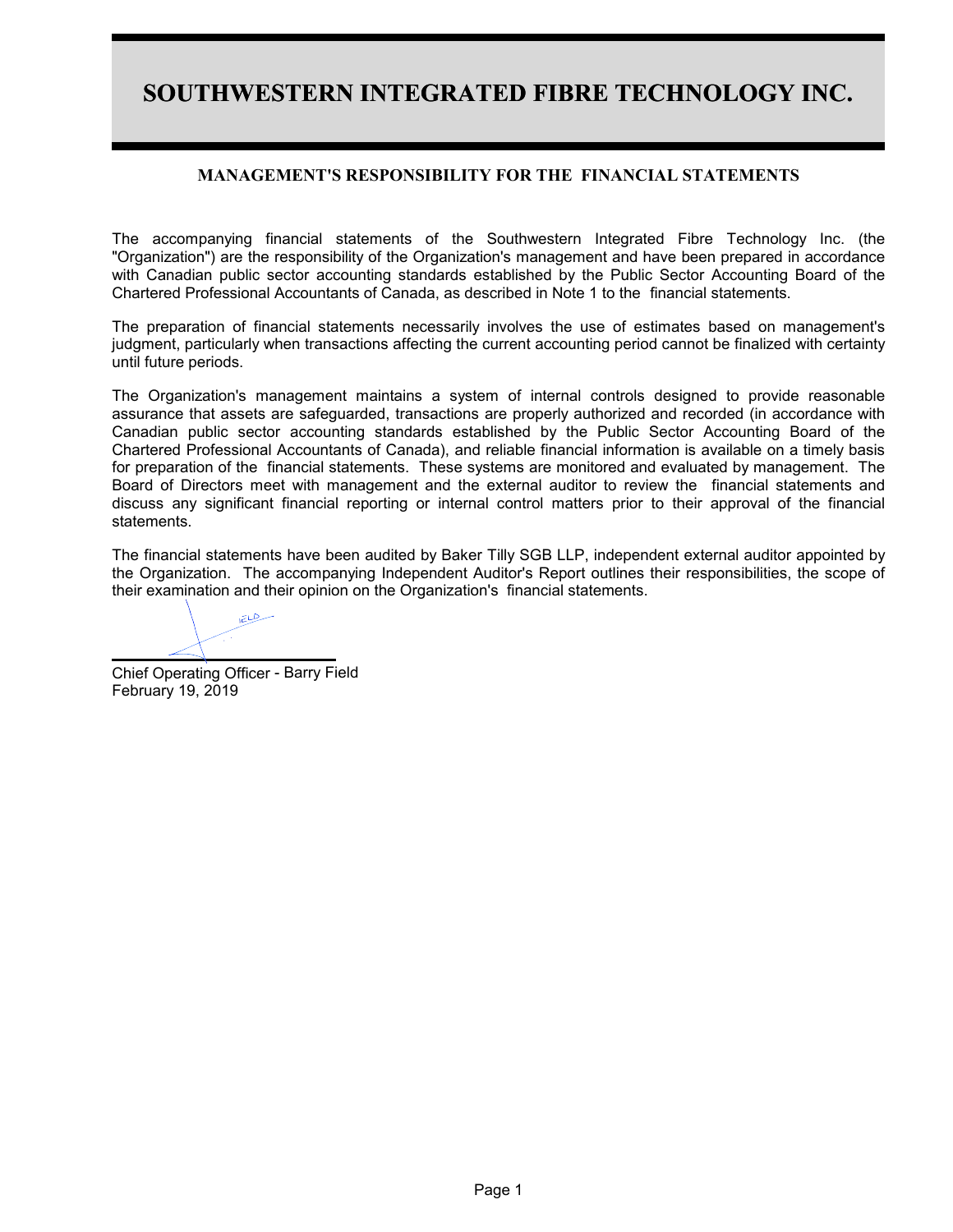# SOUTHWESTERN INTEGRATED FIBRE TECHNOLOGY INC.

## MANAGEMENT'S RESPONSIBILITY FOR THE FINANCIAL STATEMENTS

The accompanying financial statements of the Southwestern Integrated Fibre Technology Inc. (the "Organization") are the responsibility of the Organization's management and have been prepared in accordance with Canadian public sector accounting standards established by the Public Sector Accounting Board of the Chartered Professional Accountants of Canada, as described in Note 1 to the financial statements.

The preparation of financial statements necessarily involves the use of estimates based on management's judgment, particularly when transactions affecting the current accounting period cannot be finalized with certainty until future periods.

The Organization's management maintains a system of internal controls designed to provide reasonable assurance that assets are safeguarded, transactions are properly authorized and recorded (in accordance with Canadian public sector accounting standards established by the Public Sector Accounting Board of the Chartered Professional Accountants of Canada), and reliable financial information is available on a timely basis for preparation of the financial statements. These systems are monitored and evaluated by management. The Board of Directors meet with management and the external auditor to review the financial statements and discuss any significant financial reporting or internal control matters prior to their approval of the financial statements.

The financial statements have been audited by Baker Tilly SGB LLP, independent external auditor appointed by the Organization. The accompanying Independent Auditor's Report outlines their responsibilities, the scope of their examination and their opinion on the Organization's financial statements.

Chief Operating Officer - Barry Field
February 19, 2019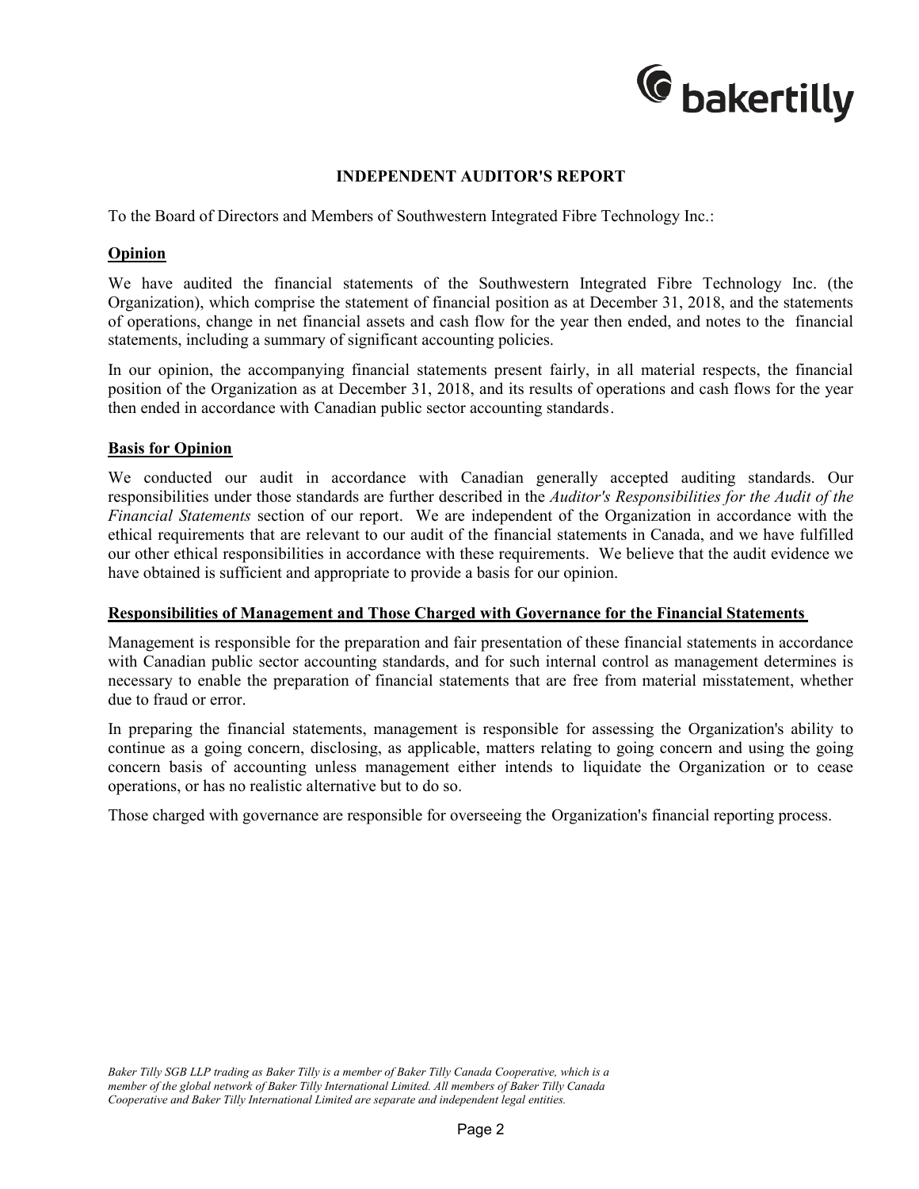# INDEPENDENT AUDITOR'S REPORT

To the Board of Directors and Members of Southwestern Integrated Fibre Technology Inc.:

## Opinion

We have audited the financial statements of the Southwestern Integrated Fibre Technology Inc. (the Organization), which comprise the statement of financial position as at December 31, 2018, and the statements of operations, change in net financial assets and cash flow for the year then ended, and notes to the financial statements, including a summary of significant accounting policies.

In our opinion, the accompanying financial statements present fairly, in all material respects, the financial position of the Organization as at December 31, 2018, and its results of operations and cash flows for the year then ended in accordance with Canadian public sector accounting standards.

## Basis for Opinion

We conducted our audit in accordance with Canadian generally accepted auditing standards. Our responsibilities under those standards are further described in the *Auditor's Responsibilities for the Audit of the Financial Statements* section of our report. We are independent of the Organization in accordance with the ethical requirements that are relevant to our audit of the financial statements in Canada, and we have fulfilled our other ethical responsibilities in accordance with these requirements. We believe that the audit evidence we have obtained is sufficient and appropriate to provide a basis for our opinion.

## Responsibilities of Management and Those Charged with Governance for the Financial Statements

Management is responsible for the preparation and fair presentation of these financial statements in accordance with Canadian public sector accounting standards, and for such internal control as management determines is necessary to enable the preparation of financial statements that are free from material misstatement, whether due to fraud or error.

In preparing the financial statements, management is responsible for assessing the Organization's ability to continue as a going concern, disclosing, as applicable, matters relating to going concern and using the going concern basis of accounting unless management either intends to liquidate the Organization or to cease operations, or has no realistic alternative but to do so.

Those charged with governance are responsible for overseeing the Organization's financial reporting process.

*Baker Tilly SGB LLP trading as Baker Tilly is a member of Baker Tilly Canada Cooperative, which is a member of the global network of Baker Tilly International Limited. All members of Baker Tilly Canada Cooperative and Baker Tilly International Limited are separate and independent legal entities.*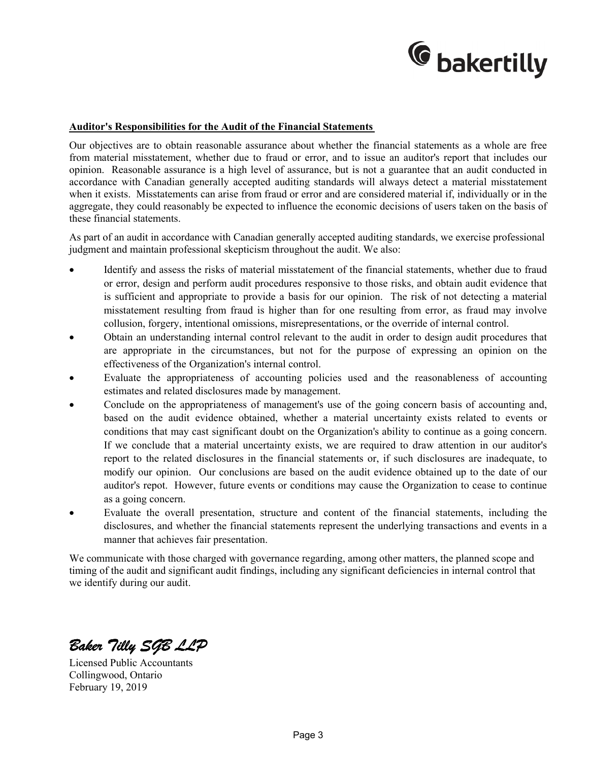**Auditor's Responsibilities for the Audit of the Financial Statements**

Our objectives are to obtain reasonable assurance about whether the financial statements as a whole are free from material misstatement, whether due to fraud or error, and to issue an auditor's report that includes our opinion. Reasonable assurance is a high level of assurance, but is not a guarantee that an audit conducted in accordance with Canadian generally accepted auditing standards will always detect a material misstatement when it exists. Misstatements can arise from fraud or error and are considered material if, individually or in the aggregate, they could reasonably be expected to influence the economic decisions of users taken on the basis of these financial statements.

As part of an audit in accordance with Canadian generally accepted auditing standards, we exercise professional judgment and maintain professional skepticism throughout the audit. We also:

- Identify and assess the risks of material misstatement of the financial statements, whether due to fraud or error, design and perform audit procedures responsive to those risks, and obtain audit evidence that is sufficient and appropriate to provide a basis for our opinion. The risk of not detecting a material misstatement resulting from fraud is higher than for one resulting from error, as fraud may involve collusion, forgery, intentional omissions, misrepresentations, or the override of internal control.
- Obtain an understanding internal control relevant to the audit in order to design audit procedures that are appropriate in the circumstances, but not for the purpose of expressing an opinion on the effectiveness of the Organization's internal control.
- Evaluate the appropriateness of accounting policies used and the reasonableness of accounting estimates and related disclosures made by management.
- Conclude on the appropriateness of management's use of the going concern basis of accounting and, based on the audit evidence obtained, whether a material uncertainty exists related to events or conditions that may cast significant doubt on the Organization's ability to continue as a going concern. If we conclude that a material uncertainty exists, we are required to draw attention in our auditor's report to the related disclosures in the financial statements or, if such disclosures are inadequate, to modify our opinion. Our conclusions are based on the audit evidence obtained up to the date of our auditor's repot. However, future events or conditions may cause the Organization to cease to continue as a going concern.
- Evaluate the overall presentation, structure and content of the financial statements, including the disclosures, and whether the financial statements represent the underlying transactions and events in a manner that achieves fair presentation.

We communicate with those charged with governance regarding, among other matters, the planned scope and timing of the audit and significant audit findings, including any significant deficiencies in internal control that we identify during our audit.

*Baker Tilly SGB LLP*

Licensed Public Accountants
Collingwood, Ontario
February 19, 2019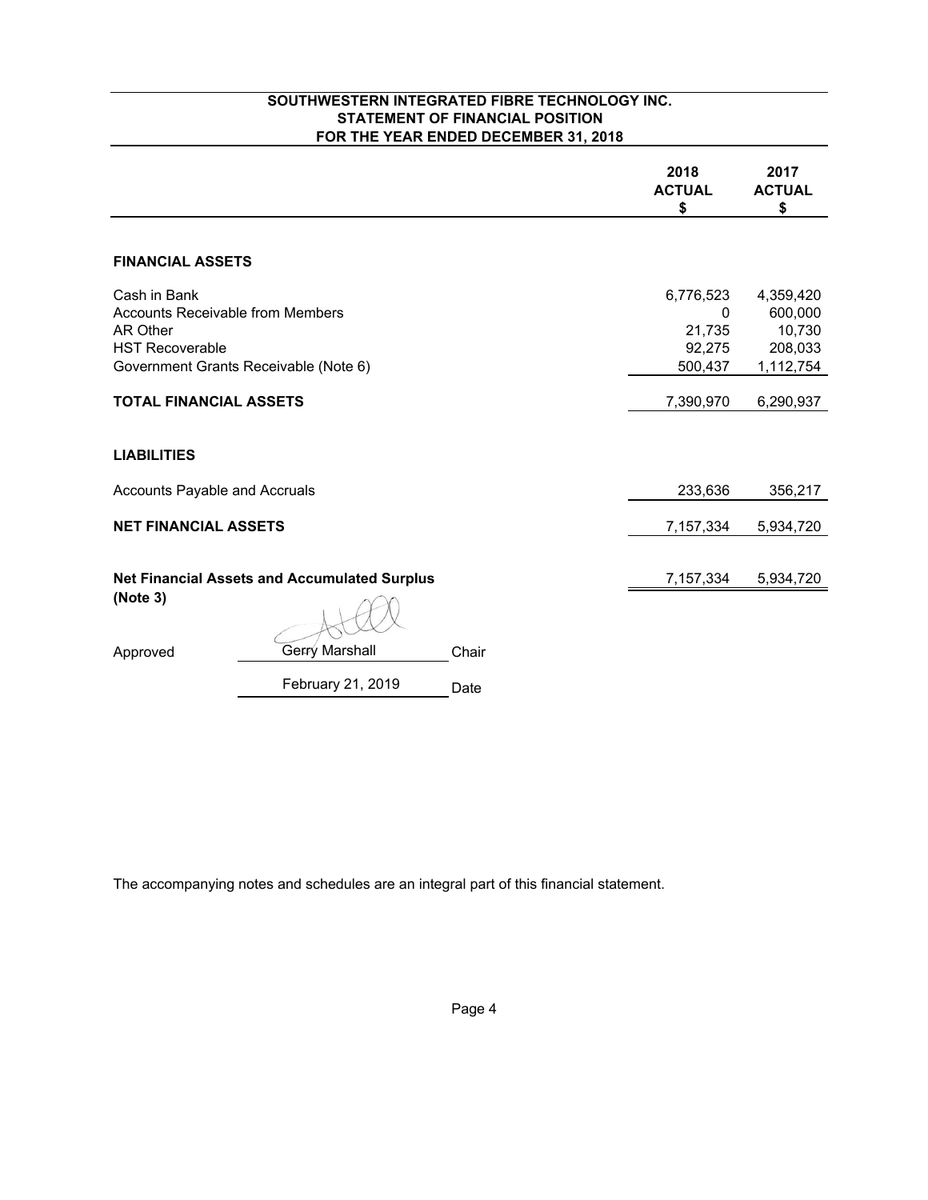# SOUTHWESTERN INTEGRATED FIBRE TECHNOLOGY INC.
## STATEMENT OF FINANCIAL POSITION
### FOR THE YEAR ENDED DECEMBER 31, 2018

| | 2018 ACTUAL $ | 2017 ACTUAL $ |
|---|---|---|
| **FINANCIAL ASSETS** | | |
| Cash in Bank | 6,776,523 | 4,359,420 |
| Accounts Receivable from Members | 0 | 600,000 |
| AR Other | 21,735 | 10,730 |
| HST Recoverable | 92,275 | 208,033 |
| Government Grants Receivable (Note 6) | 500,437 | 1,112,754 |
| **TOTAL FINANCIAL ASSETS** | 7,390,970 | 6,290,937 |
| **LIABILITIES** | | |
| Accounts Payable and Accruals | 233,636 | 356,217 |
| **NET FINANCIAL ASSETS** | 7,157,334 | 5,934,720 |
| **Net Financial Assets and Accumulated Surplus (Note 3)** | 7,157,334 | 5,934,720 |

Approved Gerry Marshall Chair

February 21, 2019 Date

The accompanying notes and schedules are an integral part of this financial statement.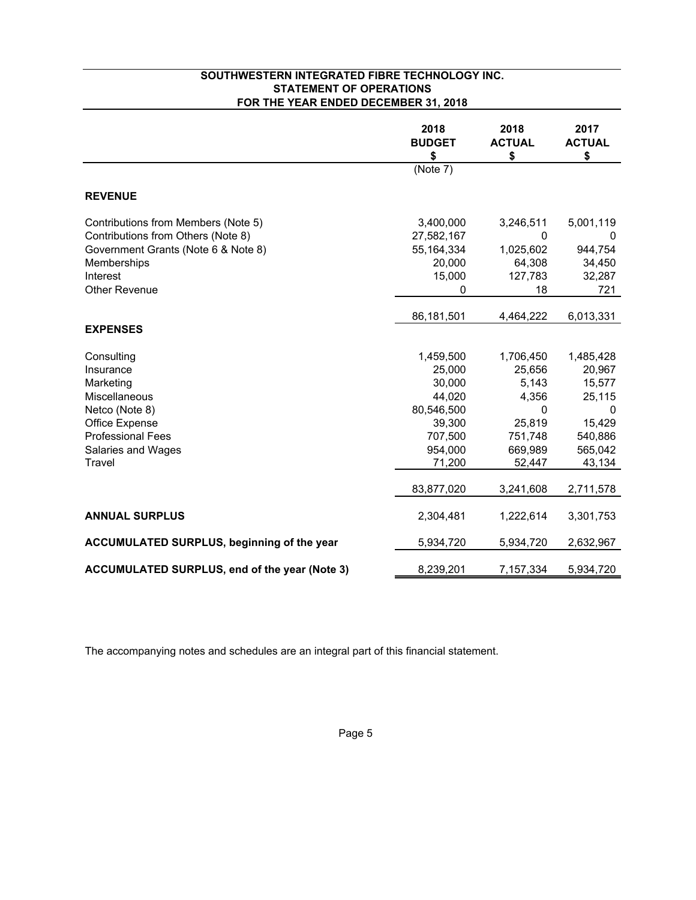**SOUTHWESTERN INTEGRATED FIBRE TECHNOLOGY INC.**
**STATEMENT OF OPERATIONS**
**FOR THE YEAR ENDED DECEMBER 31, 2018**

| | 2018 BUDGET $ (Note 7) | 2018 ACTUAL $ | 2017 ACTUAL $ |
|---|---|---|---|
| **REVENUE** | | | |
| Contributions from Members (Note 5) | 3,400,000 | 3,246,511 | 5,001,119 |
| Contributions from Others (Note 8) | 27,582,167 | 0 | 0 |
| Government Grants (Note 6 & Note 8) | 55,164,334 | 1,025,602 | 944,754 |
| Memberships | 20,000 | 64,308 | 34,450 |
| Interest | 15,000 | 127,783 | 32,287 |
| Other Revenue | 0 | 18 | 721 |
| | 86,181,501 | 4,464,222 | 6,013,331 |
| **EXPENSES** | | | |
| Consulting | 1,459,500 | 1,706,450 | 1,485,428 |
| Insurance | 25,000 | 25,656 | 20,967 |
| Marketing | 30,000 | 5,143 | 15,577 |
| Miscellaneous | 44,020 | 4,356 | 25,115 |
| Netco (Note 8) | 80,546,500 | 0 | 0 |
| Office Expense | 39,300 | 25,819 | 15,429 |
| Professional Fees | 707,500 | 751,748 | 540,886 |
| Salaries and Wages | 954,000 | 669,989 | 565,042 |
| Travel | 71,200 | 52,447 | 43,134 |
| | 83,877,020 | 3,241,608 | 2,711,578 |
| **ANNUAL SURPLUS** | 2,304,481 | 1,222,614 | 3,301,753 |
| **ACCUMULATED SURPLUS, beginning of the year** | 5,934,720 | 5,934,720 | 2,632,967 |
| **ACCUMULATED SURPLUS, end of the year (Note 3)** | 8,239,201 | 7,157,334 | 5,934,720 |

The accompanying notes and schedules are an integral part of this financial statement.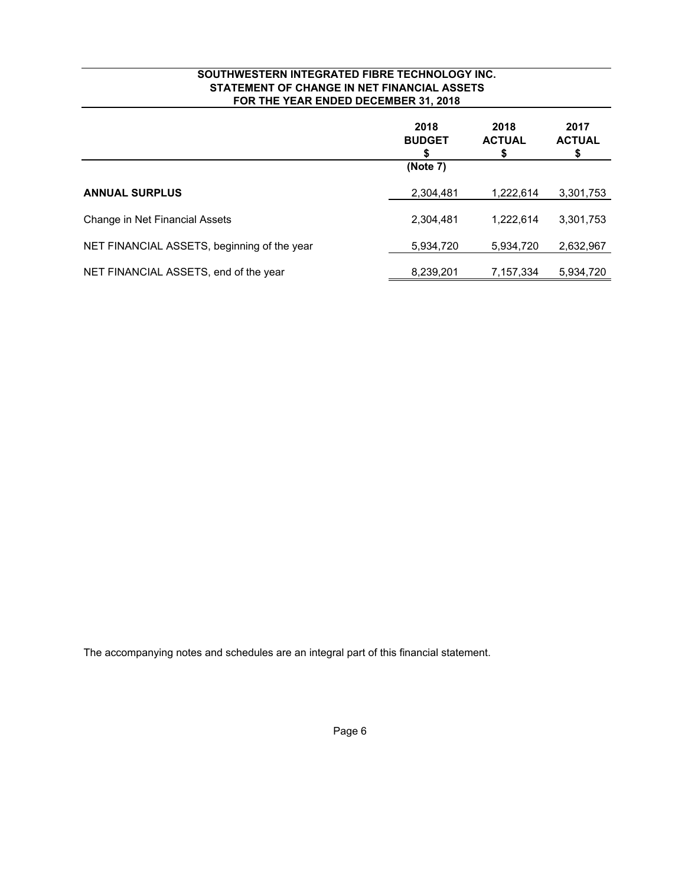**SOUTHWESTERN INTEGRATED FIBRE TECHNOLOGY INC.**
**STATEMENT OF CHANGE IN NET FINANCIAL ASSETS**
**FOR THE YEAR ENDED DECEMBER 31, 2018**

| | 2018 BUDGET $ (Note 7) | 2018 ACTUAL $ | 2017 ACTUAL $ |
|---|---|---|---|
| **ANNUAL SURPLUS** | 2,304,481 | 1,222,614 | 3,301,753 |
| Change in Net Financial Assets | 2,304,481 | 1,222,614 | 3,301,753 |
| NET FINANCIAL ASSETS, beginning of the year | 5,934,720 | 5,934,720 | 2,632,967 |
| NET FINANCIAL ASSETS, end of the year | 8,239,201 | 7,157,334 | 5,934,720 |

The accompanying notes and schedules are an integral part of this financial statement.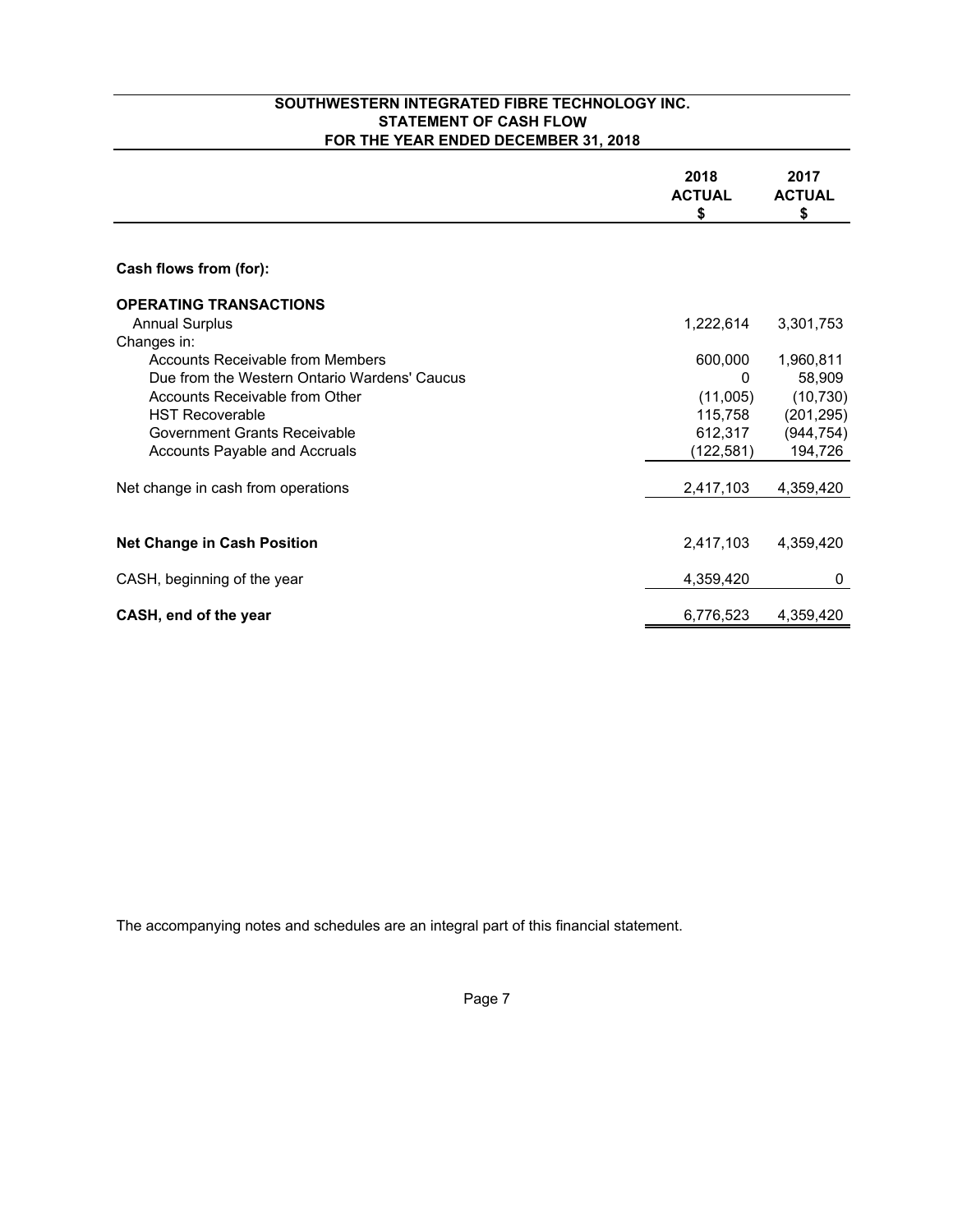# SOUTHWESTERN INTEGRATED FIBRE TECHNOLOGY INC.
## STATEMENT OF CASH FLOW
### FOR THE YEAR ENDED DECEMBER 31, 2018

| | 2018 ACTUAL $ | 2017 ACTUAL $ |
|---|---|---|
| **Cash flows from (for):** | | |
| **OPERATING TRANSACTIONS** | | |
| Annual Surplus | 1,222,614 | 3,301,753 |
| Changes in: | | |
| Accounts Receivable from Members | 600,000 | 1,960,811 |
| Due from the Western Ontario Wardens' Caucus | 0 | 58,909 |
| Accounts Receivable from Other | (11,005) | (10,730) |
| HST Recoverable | 115,758 | (201,295) |
| Government Grants Receivable | 612,317 | (944,754) |
| Accounts Payable and Accruals | (122,581) | 194,726 |
| Net change in cash from operations | 2,417,103 | 4,359,420 |
| **Net Change in Cash Position** | 2,417,103 | 4,359,420 |
| CASH, beginning of the year | 4,359,420 | 0 |
| **CASH, end of the year** | 6,776,523 | 4,359,420 |

The accompanying notes and schedules are an integral part of this financial statement.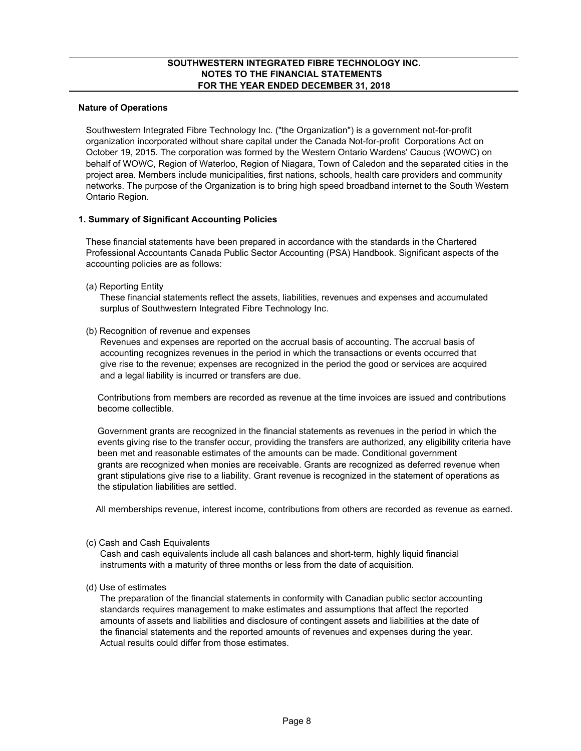**Nature of Operations**

Southwestern Integrated Fibre Technology Inc. ("the Organization") is a government not-for-profit organization incorporated without share capital under the Canada Not-for-profit Corporations Act on October 19, 2015. The corporation was formed by the Western Ontario Wardens' Caucus (WOWC) on behalf of WOWC, Region of Waterloo, Region of Niagara, Town of Caledon and the separated cities in the project area. Members include municipalities, first nations, schools, health care providers and community networks. The purpose of the Organization is to bring high speed broadband internet to the South Western Ontario Region.

**1. Summary of Significant Accounting Policies**

These financial statements have been prepared in accordance with the standards in the Chartered Professional Accountants Canada Public Sector Accounting (PSA) Handbook. Significant aspects of the accounting policies are as follows:

(a) Reporting Entity

These financial statements reflect the assets, liabilities, revenues and expenses and accumulated surplus of Southwestern Integrated Fibre Technology Inc.

(b) Recognition of revenue and expenses

Revenues and expenses are reported on the accrual basis of accounting. The accrual basis of accounting recognizes revenues in the period in which the transactions or events occurred that give rise to the revenue; expenses are recognized in the period the good or services are acquired and a legal liability is incurred or transfers are due.

Contributions from members are recorded as revenue at the time invoices are issued and contributions become collectible.

Government grants are recognized in the financial statements as revenues in the period in which the events giving rise to the transfer occur, providing the transfers are authorized, any eligibility criteria have been met and reasonable estimates of the amounts can be made. Conditional government grants are recognized when monies are receivable. Grants are recognized as deferred revenue when grant stipulations give rise to a liability. Grant revenue is recognized in the statement of operations as the stipulation liabilities are settled.

All memberships revenue, interest income, contributions from others are recorded as revenue as earned.

(c) Cash and Cash Equivalents

Cash and cash equivalents include all cash balances and short-term, highly liquid financial instruments with a maturity of three months or less from the date of acquisition.

(d) Use of estimates

The preparation of the financial statements in conformity with Canadian public sector accounting standards requires management to make estimates and assumptions that affect the reported amounts of assets and liabilities and disclosure of contingent assets and liabilities at the date of the financial statements and the reported amounts of revenues and expenses during the year. Actual results could differ from those estimates.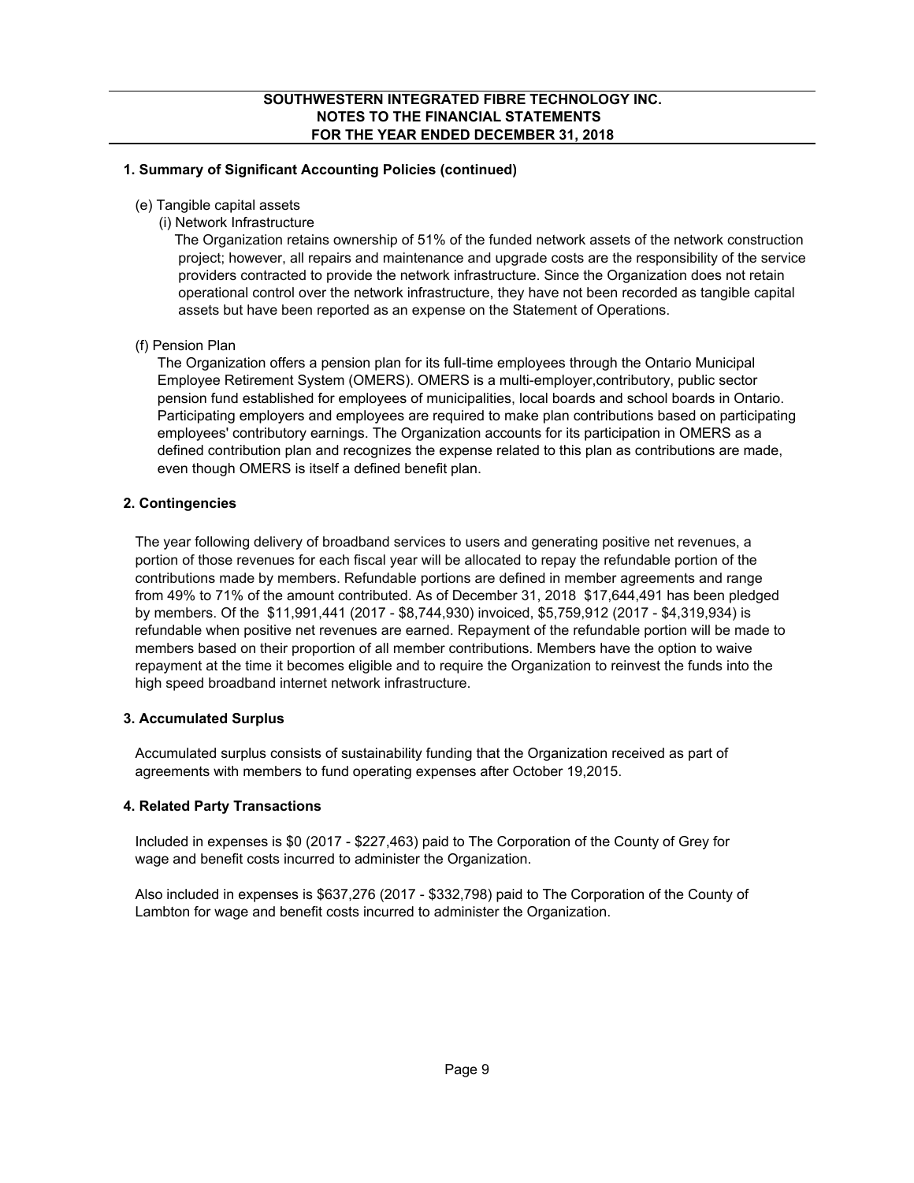## 1. Summary of Significant Accounting Policies (continued)

(e) Tangible capital assets

(i) Network Infrastructure

The Organization retains ownership of 51% of the funded network assets of the network construction project; however, all repairs and maintenance and upgrade costs are the responsibility of the service providers contracted to provide the network infrastructure. Since the Organization does not retain operational control over the network infrastructure, they have not been recorded as tangible capital assets but have been reported as an expense on the Statement of Operations.

(f) Pension Plan

The Organization offers a pension plan for its full-time employees through the Ontario Municipal Employee Retirement System (OMERS). OMERS is a multi-employer,contributory, public sector pension fund established for employees of municipalities, local boards and school boards in Ontario. Participating employers and employees are required to make plan contributions based on participating employees' contributory earnings. The Organization accounts for its participation in OMERS as a defined contribution plan and recognizes the expense related to this plan as contributions are made, even though OMERS is itself a defined benefit plan.

## 2. Contingencies

The year following delivery of broadband services to users and generating positive net revenues, a portion of those revenues for each fiscal year will be allocated to repay the refundable portion of the contributions made by members. Refundable portions are defined in member agreements and range from 49% to 71% of the amount contributed. As of December 31, 2018 $17,644,491 has been pledged by members. Of the $11,991,441 (2017 - $8,744,930) invoiced, $5,759,912 (2017 - $4,319,934) is refundable when positive net revenues are earned. Repayment of the refundable portion will be made to members based on their proportion of all member contributions. Members have the option to waive repayment at the time it becomes eligible and to require the Organization to reinvest the funds into the high speed broadband internet network infrastructure.

## 3. Accumulated Surplus

Accumulated surplus consists of sustainability funding that the Organization received as part of agreements with members to fund operating expenses after October 19,2015.

## 4. Related Party Transactions

Included in expenses is $0 (2017 - $227,463) paid to The Corporation of the County of Grey for wage and benefit costs incurred to administer the Organization.

Also included in expenses is $637,276 (2017 - $332,798) paid to The Corporation of the County of Lambton for wage and benefit costs incurred to administer the Organization.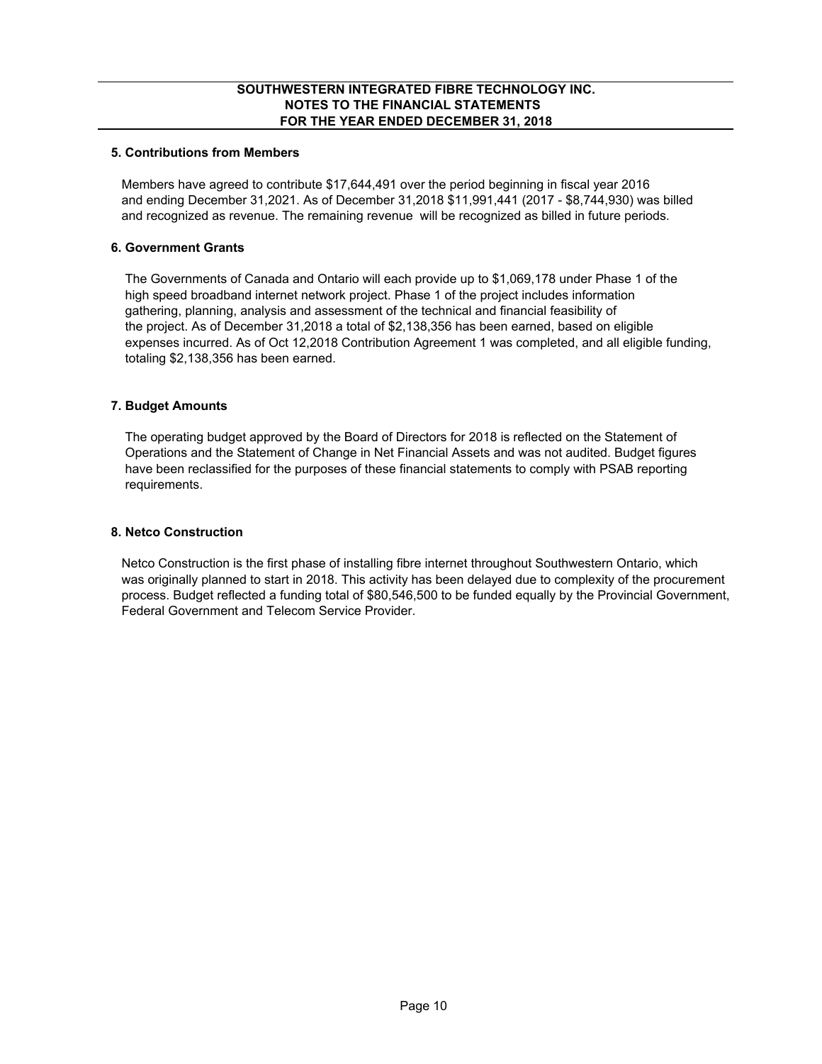**SOUTHWESTERN INTEGRATED FIBRE TECHNOLOGY INC.**
**NOTES TO THE FINANCIAL STATEMENTS**
**FOR THE YEAR ENDED DECEMBER 31, 2018**

### 5. Contributions from Members

Members have agreed to contribute $17,644,491 over the period beginning in fiscal year 2016 and ending December 31,2021. As of December 31,2018 $11,991,441 (2017 - $8,744,930) was billed and recognized as revenue. The remaining revenue will be recognized as billed in future periods.

### 6. Government Grants

The Governments of Canada and Ontario will each provide up to $1,069,178 under Phase 1 of the high speed broadband internet network project. Phase 1 of the project includes information gathering, planning, analysis and assessment of the technical and financial feasibility of the project. As of December 31,2018 a total of $2,138,356 has been earned, based on eligible expenses incurred. As of Oct 12,2018 Contribution Agreement 1 was completed, and all eligible funding, totaling $2,138,356 has been earned.

### 7. Budget Amounts

The operating budget approved by the Board of Directors for 2018 is reflected on the Statement of Operations and the Statement of Change in Net Financial Assets and was not audited. Budget figures have been reclassified for the purposes of these financial statements to comply with PSAB reporting requirements.

### 8. Netco Construction

Netco Construction is the first phase of installing fibre internet throughout Southwestern Ontario, which was originally planned to start in 2018. This activity has been delayed due to complexity of the procurement process. Budget reflected a funding total of $80,546,500 to be funded equally by the Provincial Government, Federal Government and Telecom Service Provider.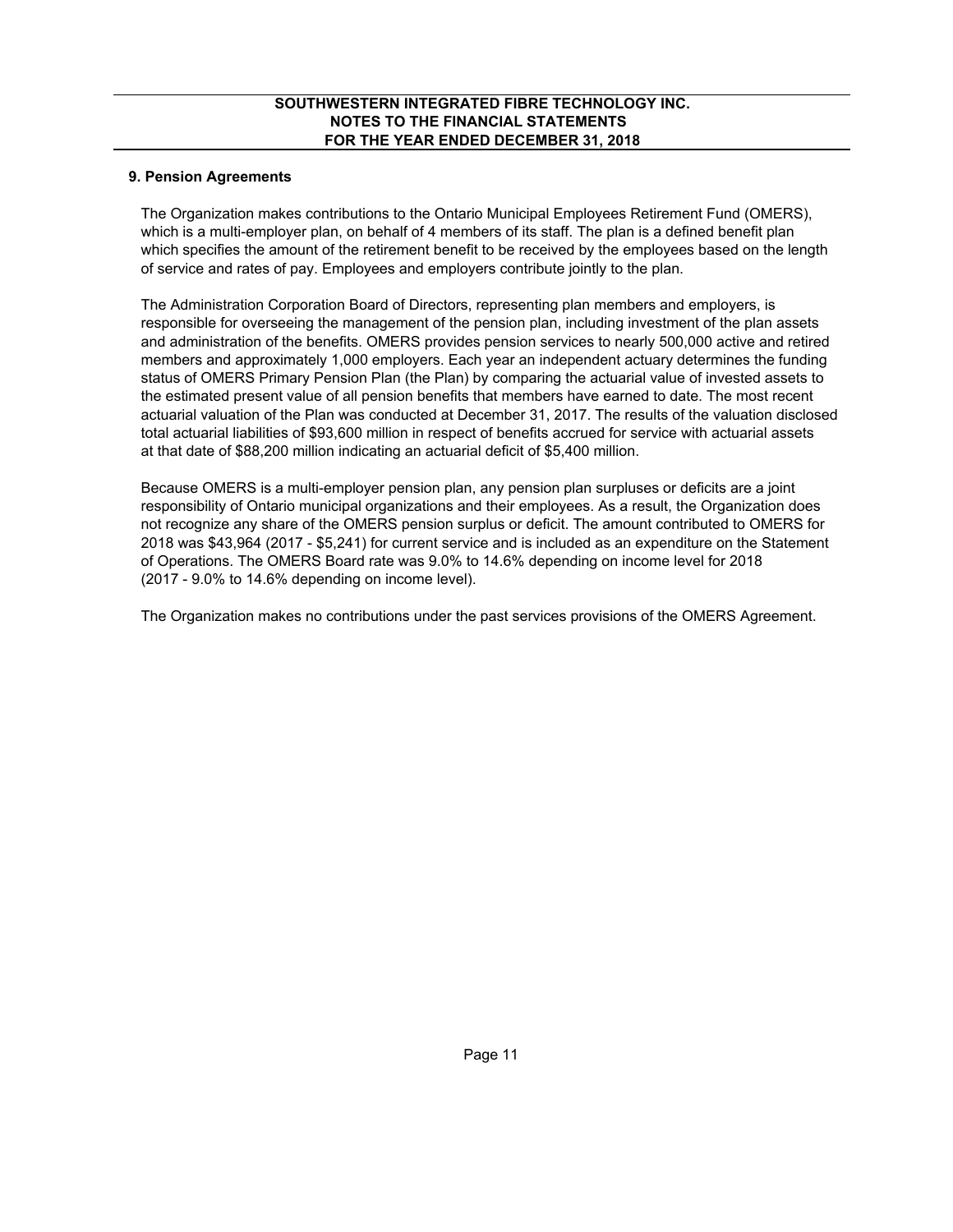## 9. Pension Agreements

The Organization makes contributions to the Ontario Municipal Employees Retirement Fund (OMERS), which is a multi-employer plan, on behalf of 4 members of its staff. The plan is a defined benefit plan which specifies the amount of the retirement benefit to be received by the employees based on the length of service and rates of pay. Employees and employers contribute jointly to the plan.

The Administration Corporation Board of Directors, representing plan members and employers, is responsible for overseeing the management of the pension plan, including investment of the plan assets and administration of the benefits. OMERS provides pension services to nearly 500,000 active and retired members and approximately 1,000 employers. Each year an independent actuary determines the funding status of OMERS Primary Pension Plan (the Plan) by comparing the actuarial value of invested assets to the estimated present value of all pension benefits that members have earned to date. The most recent actuarial valuation of the Plan was conducted at December 31, 2017. The results of the valuation disclosed total actuarial liabilities of $93,600 million in respect of benefits accrued for service with actuarial assets at that date of $88,200 million indicating an actuarial deficit of $5,400 million.

Because OMERS is a multi-employer pension plan, any pension plan surpluses or deficits are a joint responsibility of Ontario municipal organizations and their employees. As a result, the Organization does not recognize any share of the OMERS pension surplus or deficit. The amount contributed to OMERS for 2018 was $43,964 (2017 - $5,241) for current service and is included as an expenditure on the Statement of Operations. The OMERS Board rate was 9.0% to 14.6% depending on income level for 2018 (2017 - 9.0% to 14.6% depending on income level).

The Organization makes no contributions under the past services provisions of the OMERS Agreement.